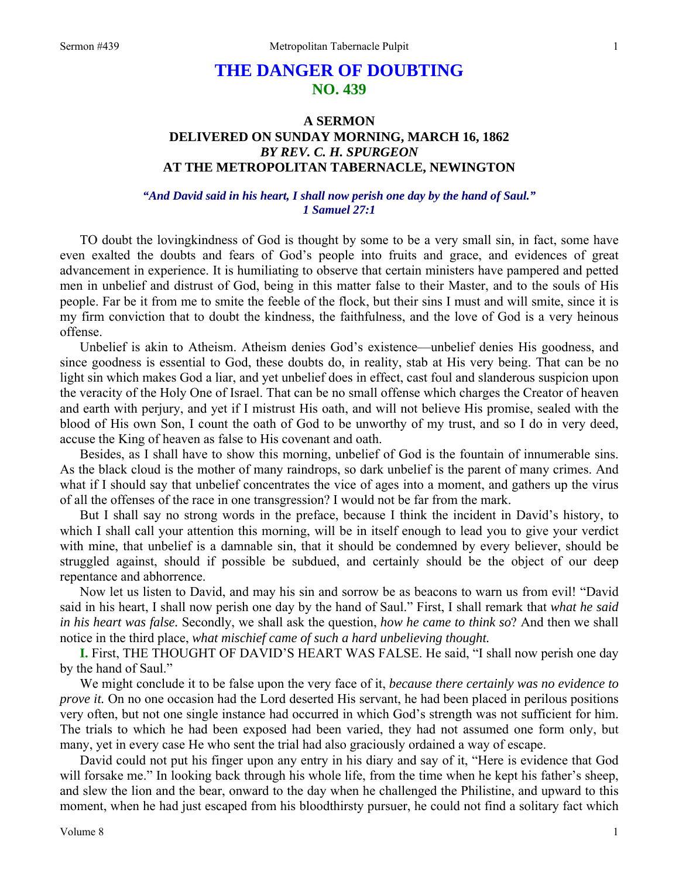# THE DANGER OF DOUBTING
## NO. 439

### A SERMON
### DELIVERED ON SUNDAY MORNING, MARCH 16, 1862
### *BY REV. C. H. SPURGEON*
### AT THE METROPOLITAN TABERNACLE, NEWINGTON

***"And David said in his heart, I shall now perish one day by the hand of Saul." 1 Samuel 27:1***

TO doubt the lovingkindness of God is thought by some to be a very small sin, in fact, some have even exalted the doubts and fears of God's people into fruits and grace, and evidences of great advancement in experience. It is humiliating to observe that certain ministers have pampered and petted men in unbelief and distrust of God, being in this matter false to their Master, and to the souls of His people. Far be it from me to smite the feeble of the flock, but their sins I must and will smite, since it is my firm conviction that to doubt the kindness, the faithfulness, and the love of God is a very heinous offense.

Unbelief is akin to Atheism. Atheism denies God's existence—unbelief denies His goodness, and since goodness is essential to God, these doubts do, in reality, stab at His very being. That can be no light sin which makes God a liar, and yet unbelief does in effect, cast foul and slanderous suspicion upon the veracity of the Holy One of Israel. That can be no small offense which charges the Creator of heaven and earth with perjury, and yet if I mistrust His oath, and will not believe His promise, sealed with the blood of His own Son, I count the oath of God to be unworthy of my trust, and so I do in very deed, accuse the King of heaven as false to His covenant and oath.

Besides, as I shall have to show this morning, unbelief of God is the fountain of innumerable sins. As the black cloud is the mother of many raindrops, so dark unbelief is the parent of many crimes. And what if I should say that unbelief concentrates the vice of ages into a moment, and gathers up the virus of all the offenses of the race in one transgression? I would not be far from the mark.

But I shall say no strong words in the preface, because I think the incident in David's history, to which I shall call your attention this morning, will be in itself enough to lead you to give your verdict with mine, that unbelief is a damnable sin, that it should be condemned by every believer, should be struggled against, should if possible be subdued, and certainly should be the object of our deep repentance and abhorrence.

Now let us listen to David, and may his sin and sorrow be as beacons to warn us from evil! "David said in his heart, I shall now perish one day by the hand of Saul." First, I shall remark that *what he said in his heart was false.* Secondly, we shall ask the question, *how he came to think so*? And then we shall notice in the third place, *what mischief came of such a hard unbelieving thought.*

**I.** First, THE THOUGHT OF DAVID'S HEART WAS FALSE. He said, "I shall now perish one day by the hand of Saul."

We might conclude it to be false upon the very face of it, *because there certainly was no evidence to prove it.* On no one occasion had the Lord deserted His servant, he had been placed in perilous positions very often, but not one single instance had occurred in which God's strength was not sufficient for him. The trials to which he had been exposed had been varied, they had not assumed one form only, but many, yet in every case He who sent the trial had also graciously ordained a way of escape.

David could not put his finger upon any entry in his diary and say of it, "Here is evidence that God will forsake me." In looking back through his whole life, from the time when he kept his father's sheep, and slew the lion and the bear, onward to the day when he challenged the Philistine, and upward to this moment, when he had just escaped from his bloodthirsty pursuer, he could not find a solitary fact which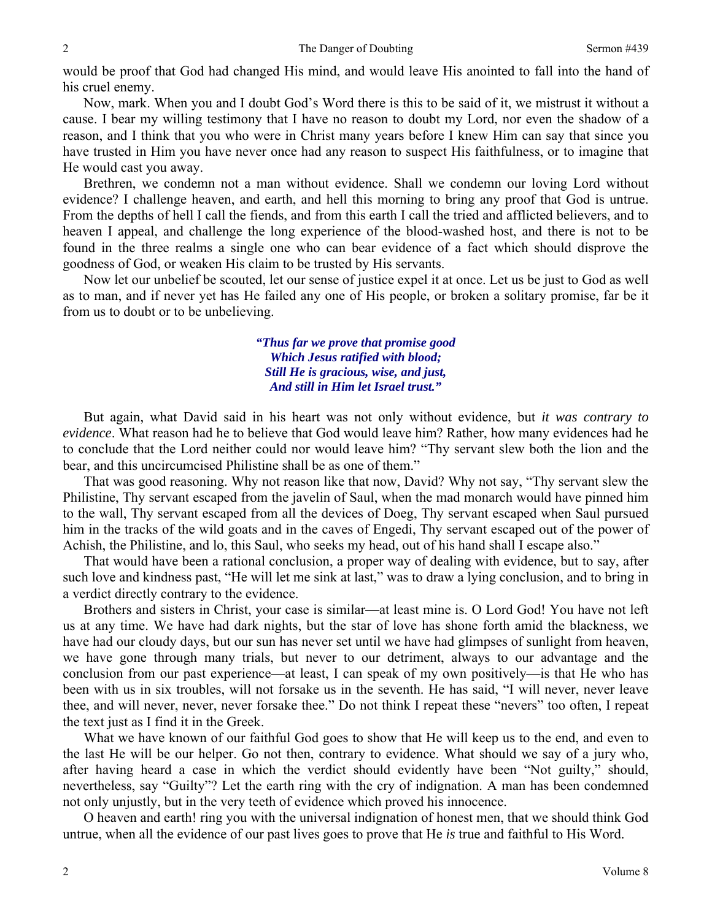would be proof that God had changed His mind, and would leave His anointed to fall into the hand of his cruel enemy.

Now, mark. When you and I doubt God's Word there is this to be said of it, we mistrust it without a cause. I bear my willing testimony that I have no reason to doubt my Lord, nor even the shadow of a reason, and I think that you who were in Christ many years before I knew Him can say that since you have trusted in Him you have never once had any reason to suspect His faithfulness, or to imagine that He would cast you away.

Brethren, we condemn not a man without evidence. Shall we condemn our loving Lord without evidence? I challenge heaven, and earth, and hell this morning to bring any proof that God is untrue. From the depths of hell I call the fiends, and from this earth I call the tried and afflicted believers, and to heaven I appeal, and challenge the long experience of the blood-washed host, and there is not to be found in the three realms a single one who can bear evidence of a fact which should disprove the goodness of God, or weaken His claim to be trusted by His servants.

Now let our unbelief be scouted, let our sense of justice expel it at once. Let us be just to God as well as to man, and if never yet has He failed any one of His people, or broken a solitary promise, far be it from us to doubt or to be unbelieving.

> ***"Thus far we prove that promise good***
> ***Which Jesus ratified with blood;***
> ***Still He is gracious, wise, and just,***
> ***And still in Him let Israel trust."***

But again, what David said in his heart was not only without evidence, but *it was contrary to evidence*. What reason had he to believe that God would leave him? Rather, how many evidences had he to conclude that the Lord neither could nor would leave him? "Thy servant slew both the lion and the bear, and this uncircumcised Philistine shall be as one of them."

That was good reasoning. Why not reason like that now, David? Why not say, "Thy servant slew the Philistine, Thy servant escaped from the javelin of Saul, when the mad monarch would have pinned him to the wall, Thy servant escaped from all the devices of Doeg, Thy servant escaped when Saul pursued him in the tracks of the wild goats and in the caves of Engedi, Thy servant escaped out of the power of Achish, the Philistine, and lo, this Saul, who seeks my head, out of his hand shall I escape also."

That would have been a rational conclusion, a proper way of dealing with evidence, but to say, after such love and kindness past, "He will let me sink at last," was to draw a lying conclusion, and to bring in a verdict directly contrary to the evidence.

Brothers and sisters in Christ, your case is similar—at least mine is. O Lord God! You have not left us at any time. We have had dark nights, but the star of love has shone forth amid the blackness, we have had our cloudy days, but our sun has never set until we have had glimpses of sunlight from heaven, we have gone through many trials, but never to our detriment, always to our advantage and the conclusion from our past experience—at least, I can speak of my own positively—is that He who has been with us in six troubles, will not forsake us in the seventh. He has said, "I will never, never leave thee, and will never, never, never forsake thee." Do not think I repeat these "nevers" too often, I repeat the text just as I find it in the Greek.

What we have known of our faithful God goes to show that He will keep us to the end, and even to the last He will be our helper. Go not then, contrary to evidence. What should we say of a jury who, after having heard a case in which the verdict should evidently have been "Not guilty," should, nevertheless, say "Guilty"? Let the earth ring with the cry of indignation. A man has been condemned not only unjustly, but in the very teeth of evidence which proved his innocence.

O heaven and earth! ring you with the universal indignation of honest men, that we should think God untrue, when all the evidence of our past lives goes to prove that He *is* true and faithful to His Word.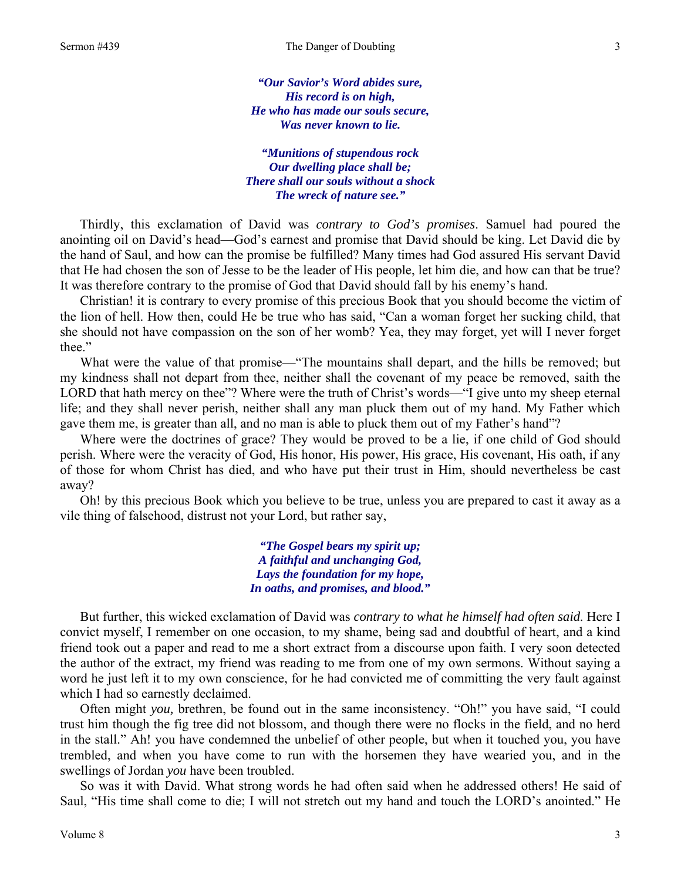*"Our Savior's Word abides sure,*
*His record is on high,*
*He who has made our souls secure,*
*Was never known to lie.*

*"Munitions of stupendous rock*
*Our dwelling place shall be;*
*There shall our souls without a shock*
*The wreck of nature see."*

Thirdly, this exclamation of David was *contrary to God's promises*. Samuel had poured the anointing oil on David's head—God's earnest and promise that David should be king. Let David die by the hand of Saul, and how can the promise be fulfilled? Many times had God assured His servant David that He had chosen the son of Jesse to be the leader of His people, let him die, and how can that be true? It was therefore contrary to the promise of God that David should fall by his enemy's hand.

Christian! it is contrary to every promise of this precious Book that you should become the victim of the lion of hell. How then, could He be true who has said, "Can a woman forget her sucking child, that she should not have compassion on the son of her womb? Yea, they may forget, yet will I never forget thee."

What were the value of that promise—"The mountains shall depart, and the hills be removed; but my kindness shall not depart from thee, neither shall the covenant of my peace be removed, saith the LORD that hath mercy on thee"? Where were the truth of Christ's words—"I give unto my sheep eternal life; and they shall never perish, neither shall any man pluck them out of my hand. My Father which gave them me, is greater than all, and no man is able to pluck them out of my Father's hand"?

Where were the doctrines of grace? They would be proved to be a lie, if one child of God should perish. Where were the veracity of God, His honor, His power, His grace, His covenant, His oath, if any of those for whom Christ has died, and who have put their trust in Him, should nevertheless be cast away?

Oh! by this precious Book which you believe to be true, unless you are prepared to cast it away as a vile thing of falsehood, distrust not your Lord, but rather say,

*"The Gospel bears my spirit up;*
*A faithful and unchanging God,*
*Lays the foundation for my hope,*
*In oaths, and promises, and blood."*

But further, this wicked exclamation of David was *contrary to what he himself had often said*. Here I convict myself, I remember on one occasion, to my shame, being sad and doubtful of heart, and a kind friend took out a paper and read to me a short extract from a discourse upon faith. I very soon detected the author of the extract, my friend was reading to me from one of my own sermons. Without saying a word he just left it to my own conscience, for he had convicted me of committing the very fault against which I had so earnestly declaimed.

Often might *you,* brethren, be found out in the same inconsistency. "Oh!" you have said, "I could trust him though the fig tree did not blossom, and though there were no flocks in the field, and no herd in the stall." Ah! you have condemned the unbelief of other people, but when it touched you, you have trembled, and when you have come to run with the horsemen they have wearied you, and in the swellings of Jordan *you* have been troubled.

So was it with David. What strong words he had often said when he addressed others! He said of Saul, "His time shall come to die; I will not stretch out my hand and touch the LORD's anointed." He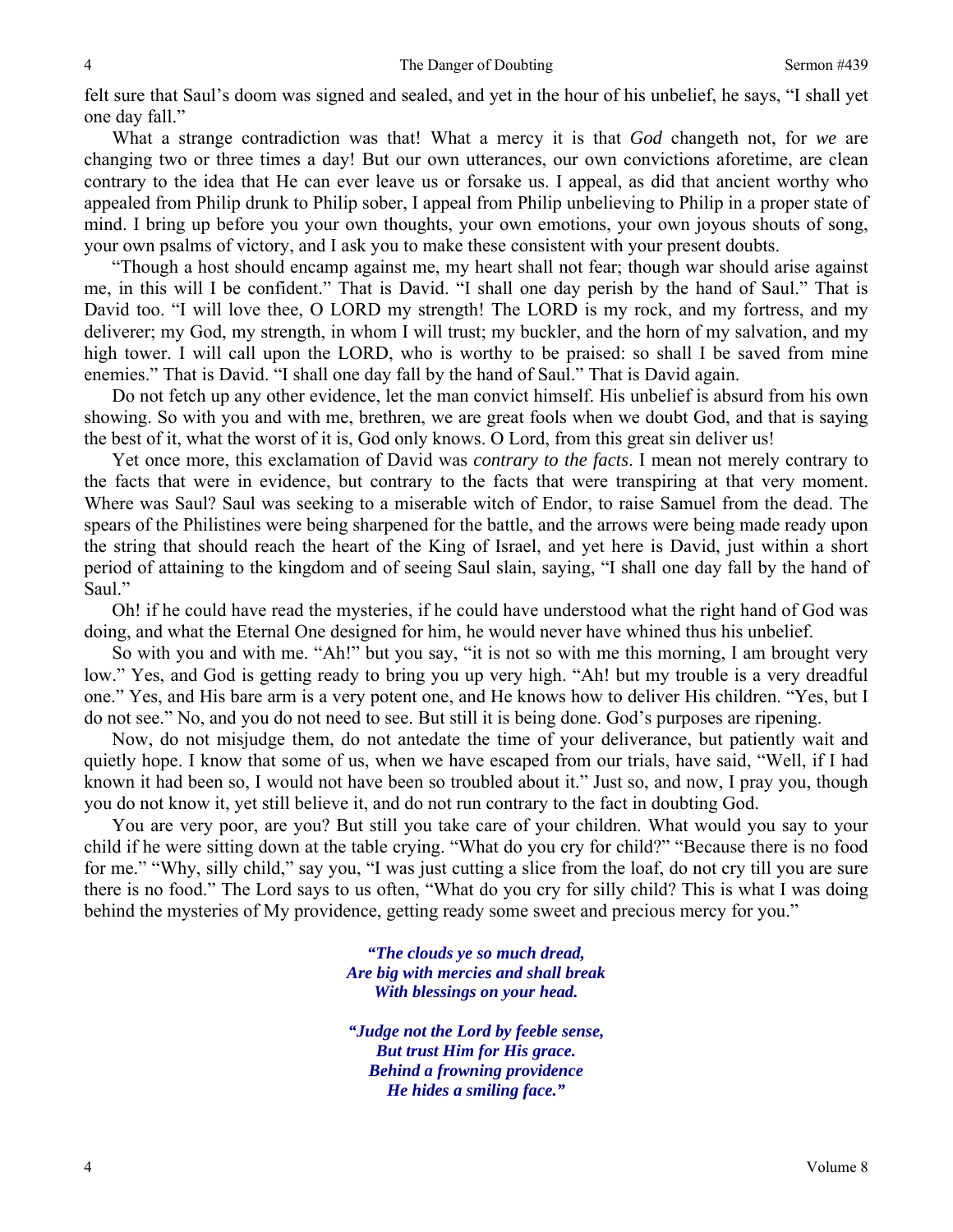felt sure that Saul's doom was signed and sealed, and yet in the hour of his unbelief, he says, "I shall yet one day fall."

What a strange contradiction was that! What a mercy it is that *God* changeth not, for *we* are changing two or three times a day! But our own utterances, our own convictions aforetime, are clean contrary to the idea that He can ever leave us or forsake us. I appeal, as did that ancient worthy who appealed from Philip drunk to Philip sober, I appeal from Philip unbelieving to Philip in a proper state of mind. I bring up before you your own thoughts, your own emotions, your own joyous shouts of song, your own psalms of victory, and I ask you to make these consistent with your present doubts.

"Though a host should encamp against me, my heart shall not fear; though war should arise against me, in this will I be confident." That is David. "I shall one day perish by the hand of Saul." That is David too. "I will love thee, O LORD my strength! The LORD is my rock, and my fortress, and my deliverer; my God, my strength, in whom I will trust; my buckler, and the horn of my salvation, and my high tower. I will call upon the LORD, who is worthy to be praised: so shall I be saved from mine enemies." That is David. "I shall one day fall by the hand of Saul." That is David again.

Do not fetch up any other evidence, let the man convict himself. His unbelief is absurd from his own showing. So with you and with me, brethren, we are great fools when we doubt God, and that is saying the best of it, what the worst of it is, God only knows. O Lord, from this great sin deliver us!

Yet once more, this exclamation of David was *contrary to the facts*. I mean not merely contrary to the facts that were in evidence, but contrary to the facts that were transpiring at that very moment. Where was Saul? Saul was seeking to a miserable witch of Endor, to raise Samuel from the dead. The spears of the Philistines were being sharpened for the battle, and the arrows were being made ready upon the string that should reach the heart of the King of Israel, and yet here is David, just within a short period of attaining to the kingdom and of seeing Saul slain, saying, "I shall one day fall by the hand of Saul."

Oh! if he could have read the mysteries, if he could have understood what the right hand of God was doing, and what the Eternal One designed for him, he would never have whined thus his unbelief.

So with you and with me. "Ah!" but you say, "it is not so with me this morning, I am brought very low." Yes, and God is getting ready to bring you up very high. "Ah! but my trouble is a very dreadful one." Yes, and His bare arm is a very potent one, and He knows how to deliver His children. "Yes, but I do not see." No, and you do not need to see. But still it is being done. God's purposes are ripening.

Now, do not misjudge them, do not antedate the time of your deliverance, but patiently wait and quietly hope. I know that some of us, when we have escaped from our trials, have said, "Well, if I had known it had been so, I would not have been so troubled about it." Just so, and now, I pray you, though you do not know it, yet still believe it, and do not run contrary to the fact in doubting God.

You are very poor, are you? But still you take care of your children. What would you say to your child if he were sitting down at the table crying. "What do you cry for child?" "Because there is no food for me." "Why, silly child," say you, "I was just cutting a slice from the loaf, do not cry till you are sure there is no food." The Lord says to us often, "What do you cry for silly child? This is what I was doing behind the mysteries of My providence, getting ready some sweet and precious mercy for you."

> ***"The clouds ye so much dread,***
> ***Are big with mercies and shall break***
> ***With blessings on your head.***
>
> ***"Judge not the Lord by feeble sense,***
> ***But trust Him for His grace.***
> ***Behind a frowning providence***
> ***He hides a smiling face."***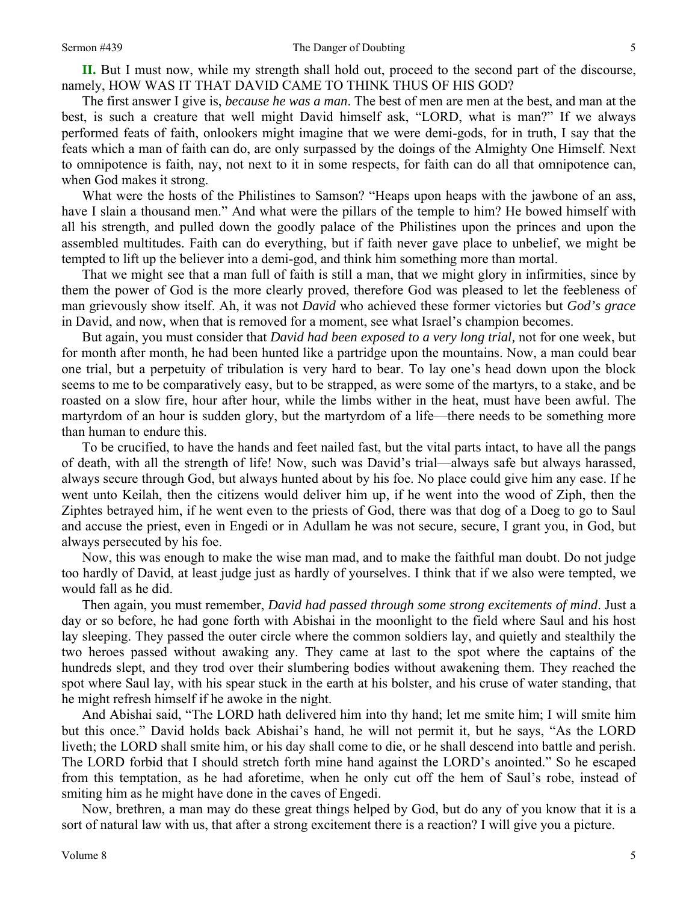**II.** But I must now, while my strength shall hold out, proceed to the second part of the discourse, namely, HOW WAS IT THAT DAVID CAME TO THINK THUS OF HIS GOD?

The first answer I give is, *because he was a man*. The best of men are men at the best, and man at the best, is such a creature that well might David himself ask, "LORD, what is man?" If we always performed feats of faith, onlookers might imagine that we were demi-gods, for in truth, I say that the feats which a man of faith can do, are only surpassed by the doings of the Almighty One Himself. Next to omnipotence is faith, nay, not next to it in some respects, for faith can do all that omnipotence can, when God makes it strong.

What were the hosts of the Philistines to Samson? "Heaps upon heaps with the jawbone of an ass, have I slain a thousand men." And what were the pillars of the temple to him? He bowed himself with all his strength, and pulled down the goodly palace of the Philistines upon the princes and upon the assembled multitudes. Faith can do everything, but if faith never gave place to unbelief, we might be tempted to lift up the believer into a demi-god, and think him something more than mortal.

That we might see that a man full of faith is still a man, that we might glory in infirmities, since by them the power of God is the more clearly proved, therefore God was pleased to let the feebleness of man grievously show itself. Ah, it was not *David* who achieved these former victories but *God's grace* in David, and now, when that is removed for a moment, see what Israel's champion becomes.

But again, you must consider that *David had been exposed to a very long trial,* not for one week, but for month after month, he had been hunted like a partridge upon the mountains. Now, a man could bear one trial, but a perpetuity of tribulation is very hard to bear. To lay one's head down upon the block seems to me to be comparatively easy, but to be strapped, as were some of the martyrs, to a stake, and be roasted on a slow fire, hour after hour, while the limbs wither in the heat, must have been awful. The martyrdom of an hour is sudden glory, but the martyrdom of a life—there needs to be something more than human to endure this.

To be crucified, to have the hands and feet nailed fast, but the vital parts intact, to have all the pangs of death, with all the strength of life! Now, such was David's trial—always safe but always harassed, always secure through God, but always hunted about by his foe. No place could give him any ease. If he went unto Keilah, then the citizens would deliver him up, if he went into the wood of Ziph, then the Ziphtes betrayed him, if he went even to the priests of God, there was that dog of a Doeg to go to Saul and accuse the priest, even in Engedi or in Adullam he was not secure, secure, I grant you, in God, but always persecuted by his foe.

Now, this was enough to make the wise man mad, and to make the faithful man doubt. Do not judge too hardly of David, at least judge just as hardly of yourselves. I think that if we also were tempted, we would fall as he did.

Then again, you must remember, *David had passed through some strong excitements of mind*. Just a day or so before, he had gone forth with Abishai in the moonlight to the field where Saul and his host lay sleeping. They passed the outer circle where the common soldiers lay, and quietly and stealthily the two heroes passed without awaking any. They came at last to the spot where the captains of the hundreds slept, and they trod over their slumbering bodies without awakening them. They reached the spot where Saul lay, with his spear stuck in the earth at his bolster, and his cruse of water standing, that he might refresh himself if he awoke in the night.

And Abishai said, "The LORD hath delivered him into thy hand; let me smite him; I will smite him but this once." David holds back Abishai's hand, he will not permit it, but he says, "As the LORD liveth; the LORD shall smite him, or his day shall come to die, or he shall descend into battle and perish. The LORD forbid that I should stretch forth mine hand against the LORD's anointed." So he escaped from this temptation, as he had aforetime, when he only cut off the hem of Saul's robe, instead of smiting him as he might have done in the caves of Engedi.

Now, brethren, a man may do these great things helped by God, but do any of you know that it is a sort of natural law with us, that after a strong excitement there is a reaction? I will give you a picture.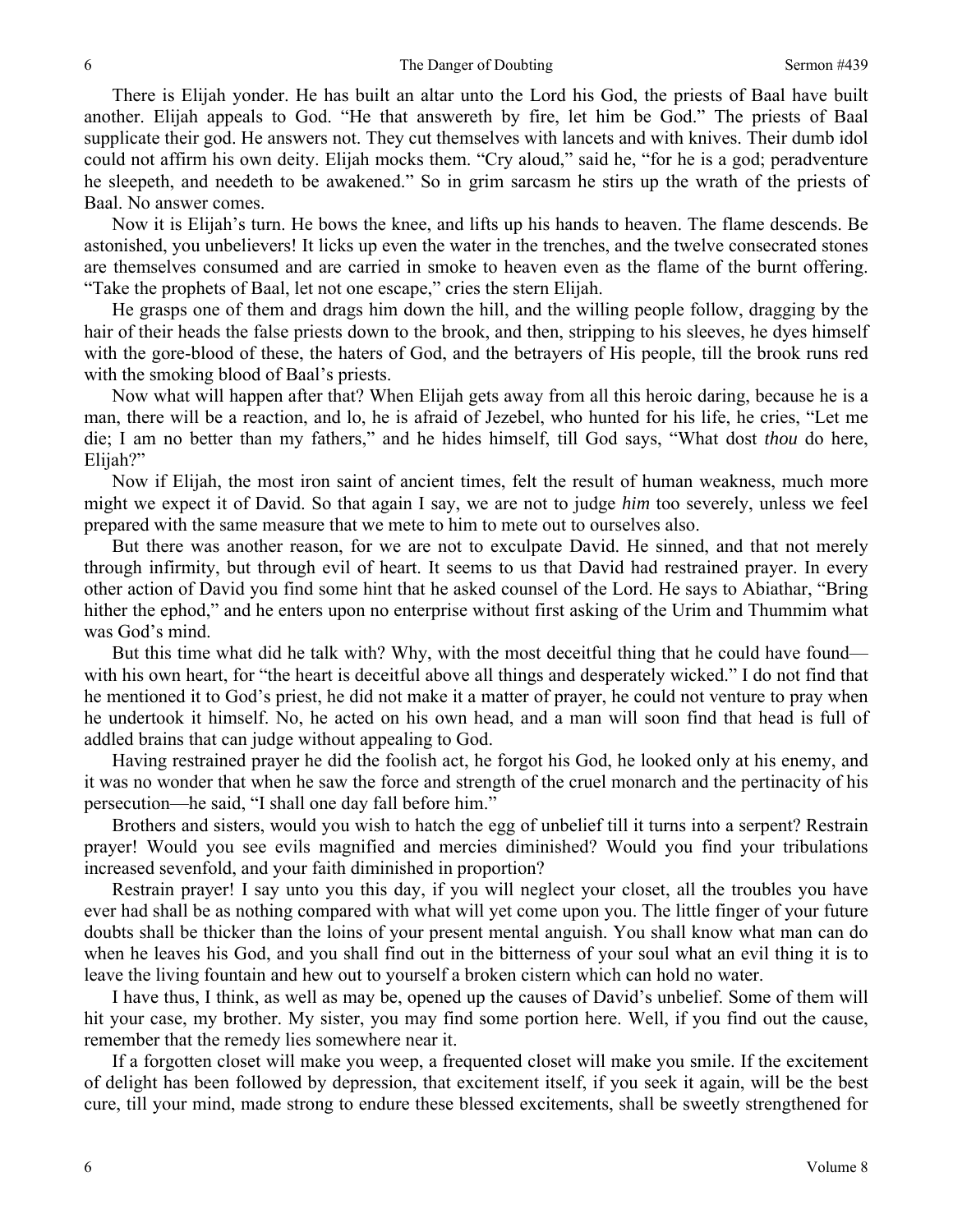There is Elijah yonder. He has built an altar unto the Lord his God, the priests of Baal have built another. Elijah appeals to God. "He that answereth by fire, let him be God." The priests of Baal supplicate their god. He answers not. They cut themselves with lancets and with knives. Their dumb idol could not affirm his own deity. Elijah mocks them. "Cry aloud," said he, "for he is a god; peradventure he sleepeth, and needeth to be awakened." So in grim sarcasm he stirs up the wrath of the priests of Baal. No answer comes.

Now it is Elijah's turn. He bows the knee, and lifts up his hands to heaven. The flame descends. Be astonished, you unbelievers! It licks up even the water in the trenches, and the twelve consecrated stones are themselves consumed and are carried in smoke to heaven even as the flame of the burnt offering. "Take the prophets of Baal, let not one escape," cries the stern Elijah.

He grasps one of them and drags him down the hill, and the willing people follow, dragging by the hair of their heads the false priests down to the brook, and then, stripping to his sleeves, he dyes himself with the gore-blood of these, the haters of God, and the betrayers of His people, till the brook runs red with the smoking blood of Baal's priests.

Now what will happen after that? When Elijah gets away from all this heroic daring, because he is a man, there will be a reaction, and lo, he is afraid of Jezebel, who hunted for his life, he cries, "Let me die; I am no better than my fathers," and he hides himself, till God says, "What dost *thou* do here, Elijah?"

Now if Elijah, the most iron saint of ancient times, felt the result of human weakness, much more might we expect it of David. So that again I say, we are not to judge *him* too severely, unless we feel prepared with the same measure that we mete to him to mete out to ourselves also.

But there was another reason, for we are not to exculpate David. He sinned, and that not merely through infirmity, but through evil of heart. It seems to us that David had restrained prayer. In every other action of David you find some hint that he asked counsel of the Lord. He says to Abiathar, "Bring hither the ephod," and he enters upon no enterprise without first asking of the Urim and Thummim what was God's mind.

But this time what did he talk with? Why, with the most deceitful thing that he could have found—with his own heart, for "the heart is deceitful above all things and desperately wicked." I do not find that he mentioned it to God's priest, he did not make it a matter of prayer, he could not venture to pray when he undertook it himself. No, he acted on his own head, and a man will soon find that head is full of addled brains that can judge without appealing to God.

Having restrained prayer he did the foolish act, he forgot his God, he looked only at his enemy, and it was no wonder that when he saw the force and strength of the cruel monarch and the pertinacity of his persecution—he said, "I shall one day fall before him."

Brothers and sisters, would you wish to hatch the egg of unbelief till it turns into a serpent? Restrain prayer! Would you see evils magnified and mercies diminished? Would you find your tribulations increased sevenfold, and your faith diminished in proportion?

Restrain prayer! I say unto you this day, if you will neglect your closet, all the troubles you have ever had shall be as nothing compared with what will yet come upon you. The little finger of your future doubts shall be thicker than the loins of your present mental anguish. You shall know what man can do when he leaves his God, and you shall find out in the bitterness of your soul what an evil thing it is to leave the living fountain and hew out to yourself a broken cistern which can hold no water.

I have thus, I think, as well as may be, opened up the causes of David's unbelief. Some of them will hit your case, my brother. My sister, you may find some portion here. Well, if you find out the cause, remember that the remedy lies somewhere near it.

If a forgotten closet will make you weep, a frequented closet will make you smile. If the excitement of delight has been followed by depression, that excitement itself, if you seek it again, will be the best cure, till your mind, made strong to endure these blessed excitements, shall be sweetly strengthened for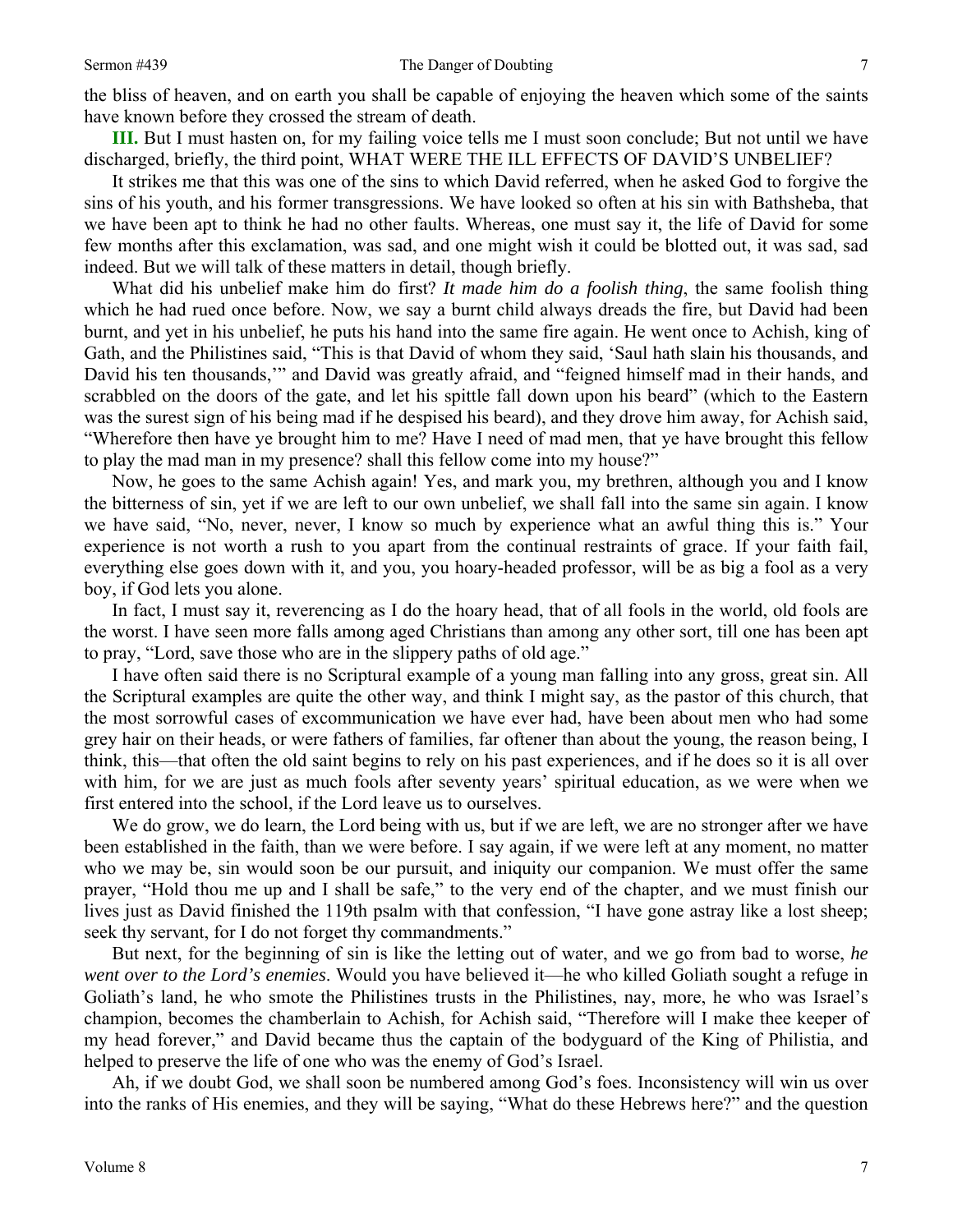the bliss of heaven, and on earth you shall be capable of enjoying the heaven which some of the saints have known before they crossed the stream of death.

**III.** But I must hasten on, for my failing voice tells me I must soon conclude; But not until we have discharged, briefly, the third point, WHAT WERE THE ILL EFFECTS OF DAVID'S UNBELIEF?

It strikes me that this was one of the sins to which David referred, when he asked God to forgive the sins of his youth, and his former transgressions. We have looked so often at his sin with Bathsheba, that we have been apt to think he had no other faults. Whereas, one must say it, the life of David for some few months after this exclamation, was sad, and one might wish it could be blotted out, it was sad, sad indeed. But we will talk of these matters in detail, though briefly.

What did his unbelief make him do first? *It made him do a foolish thing*, the same foolish thing which he had rued once before. Now, we say a burnt child always dreads the fire, but David had been burnt, and yet in his unbelief, he puts his hand into the same fire again. He went once to Achish, king of Gath, and the Philistines said, "This is that David of whom they said, 'Saul hath slain his thousands, and David his ten thousands,'" and David was greatly afraid, and "feigned himself mad in their hands, and scrabbled on the doors of the gate, and let his spittle fall down upon his beard" (which to the Eastern was the surest sign of his being mad if he despised his beard), and they drove him away, for Achish said, "Wherefore then have ye brought him to me? Have I need of mad men, that ye have brought this fellow to play the mad man in my presence? shall this fellow come into my house?"

Now, he goes to the same Achish again! Yes, and mark you, my brethren, although you and I know the bitterness of sin, yet if we are left to our own unbelief, we shall fall into the same sin again. I know we have said, "No, never, never, I know so much by experience what an awful thing this is." Your experience is not worth a rush to you apart from the continual restraints of grace. If your faith fail, everything else goes down with it, and you, you hoary-headed professor, will be as big a fool as a very boy, if God lets you alone.

In fact, I must say it, reverencing as I do the hoary head, that of all fools in the world, old fools are the worst. I have seen more falls among aged Christians than among any other sort, till one has been apt to pray, "Lord, save those who are in the slippery paths of old age."

I have often said there is no Scriptural example of a young man falling into any gross, great sin. All the Scriptural examples are quite the other way, and think I might say, as the pastor of this church, that the most sorrowful cases of excommunication we have ever had, have been about men who had some grey hair on their heads, or were fathers of families, far oftener than about the young, the reason being, I think, this—that often the old saint begins to rely on his past experiences, and if he does so it is all over with him, for we are just as much fools after seventy years' spiritual education, as we were when we first entered into the school, if the Lord leave us to ourselves.

We do grow, we do learn, the Lord being with us, but if we are left, we are no stronger after we have been established in the faith, than we were before. I say again, if we were left at any moment, no matter who we may be, sin would soon be our pursuit, and iniquity our companion. We must offer the same prayer, "Hold thou me up and I shall be safe," to the very end of the chapter, and we must finish our lives just as David finished the 119th psalm with that confession, "I have gone astray like a lost sheep; seek thy servant, for I do not forget thy commandments."

But next, for the beginning of sin is like the letting out of water, and we go from bad to worse, *he went over to the Lord's enemies*. Would you have believed it—he who killed Goliath sought a refuge in Goliath's land, he who smote the Philistines trusts in the Philistines, nay, more, he who was Israel's champion, becomes the chamberlain to Achish, for Achish said, "Therefore will I make thee keeper of my head forever," and David became thus the captain of the bodyguard of the King of Philistia, and helped to preserve the life of one who was the enemy of God's Israel.

Ah, if we doubt God, we shall soon be numbered among God's foes. Inconsistency will win us over into the ranks of His enemies, and they will be saying, "What do these Hebrews here?" and the question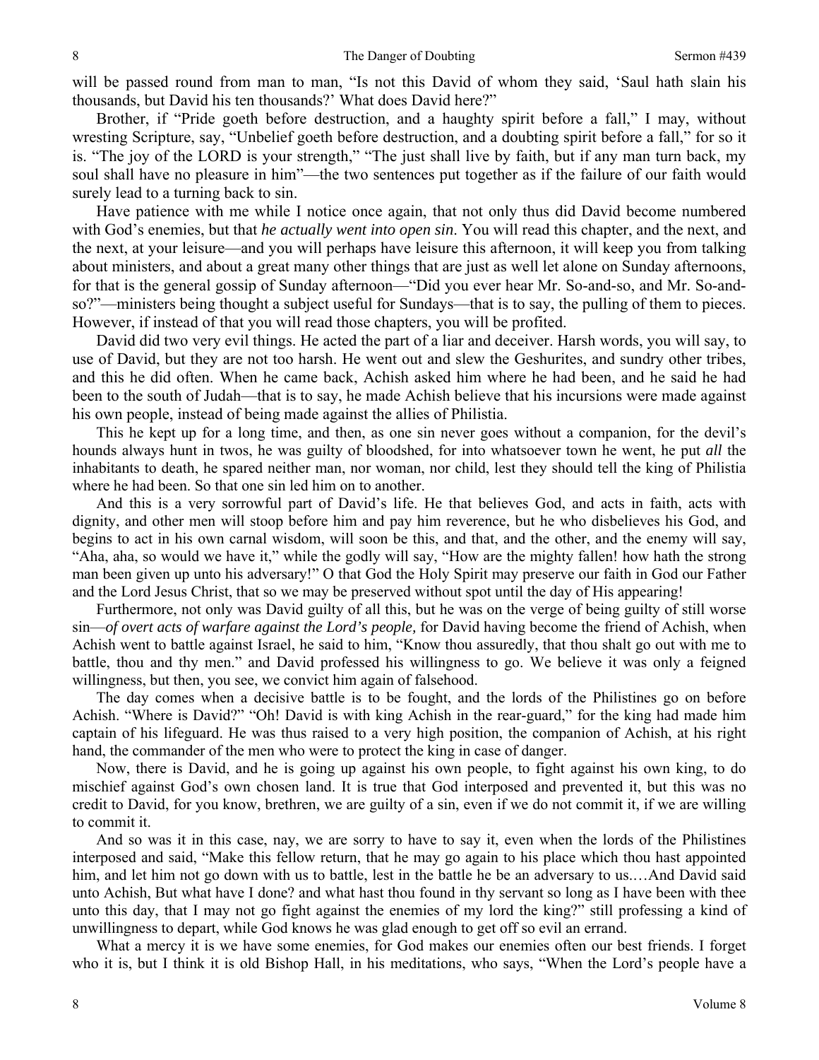will be passed round from man to man, "Is not this David of whom they said, 'Saul hath slain his thousands, but David his ten thousands?' What does David here?"

Brother, if "Pride goeth before destruction, and a haughty spirit before a fall," I may, without wresting Scripture, say, "Unbelief goeth before destruction, and a doubting spirit before a fall," for so it is. "The joy of the LORD is your strength," "The just shall live by faith, but if any man turn back, my soul shall have no pleasure in him"—the two sentences put together as if the failure of our faith would surely lead to a turning back to sin.

Have patience with me while I notice once again, that not only thus did David become numbered with God's enemies, but that *he actually went into open sin*. You will read this chapter, and the next, and the next, at your leisure—and you will perhaps have leisure this afternoon, it will keep you from talking about ministers, and about a great many other things that are just as well let alone on Sunday afternoons, for that is the general gossip of Sunday afternoon—"Did you ever hear Mr. So-and-so, and Mr. So-and-so?"—ministers being thought a subject useful for Sundays—that is to say, the pulling of them to pieces. However, if instead of that you will read those chapters, you will be profited.

David did two very evil things. He acted the part of a liar and deceiver. Harsh words, you will say, to use of David, but they are not too harsh. He went out and slew the Geshurites, and sundry other tribes, and this he did often. When he came back, Achish asked him where he had been, and he said he had been to the south of Judah—that is to say, he made Achish believe that his incursions were made against his own people, instead of being made against the allies of Philistia.

This he kept up for a long time, and then, as one sin never goes without a companion, for the devil's hounds always hunt in twos, he was guilty of bloodshed, for into whatsoever town he went, he put *all* the inhabitants to death, he spared neither man, nor woman, nor child, lest they should tell the king of Philistia where he had been. So that one sin led him on to another.

And this is a very sorrowful part of David's life. He that believes God, and acts in faith, acts with dignity, and other men will stoop before him and pay him reverence, but he who disbelieves his God, and begins to act in his own carnal wisdom, will soon be this, and that, and the other, and the enemy will say, "Aha, aha, so would we have it," while the godly will say, "How are the mighty fallen! how hath the strong man been given up unto his adversary!" O that God the Holy Spirit may preserve our faith in God our Father and the Lord Jesus Christ, that so we may be preserved without spot until the day of His appearing!

Furthermore, not only was David guilty of all this, but he was on the verge of being guilty of still worse sin—*of overt acts of warfare against the Lord's people,* for David having become the friend of Achish, when Achish went to battle against Israel, he said to him, "Know thou assuredly, that thou shalt go out with me to battle, thou and thy men." and David professed his willingness to go. We believe it was only a feigned willingness, but then, you see, we convict him again of falsehood.

The day comes when a decisive battle is to be fought, and the lords of the Philistines go on before Achish. "Where is David?" "Oh! David is with king Achish in the rear-guard," for the king had made him captain of his lifeguard. He was thus raised to a very high position, the companion of Achish, at his right hand, the commander of the men who were to protect the king in case of danger.

Now, there is David, and he is going up against his own people, to fight against his own king, to do mischief against God's own chosen land. It is true that God interposed and prevented it, but this was no credit to David, for you know, brethren, we are guilty of a sin, even if we do not commit it, if we are willing to commit it.

And so was it in this case, nay, we are sorry to have to say it, even when the lords of the Philistines interposed and said, "Make this fellow return, that he may go again to his place which thou hast appointed him, and let him not go down with us to battle, lest in the battle he be an adversary to us.…And David said unto Achish, But what have I done? and what hast thou found in thy servant so long as I have been with thee unto this day, that I may not go fight against the enemies of my lord the king?" still professing a kind of unwillingness to depart, while God knows he was glad enough to get off so evil an errand.

What a mercy it is we have some enemies, for God makes our enemies often our best friends. I forget who it is, but I think it is old Bishop Hall, in his meditations, who says, "When the Lord's people have a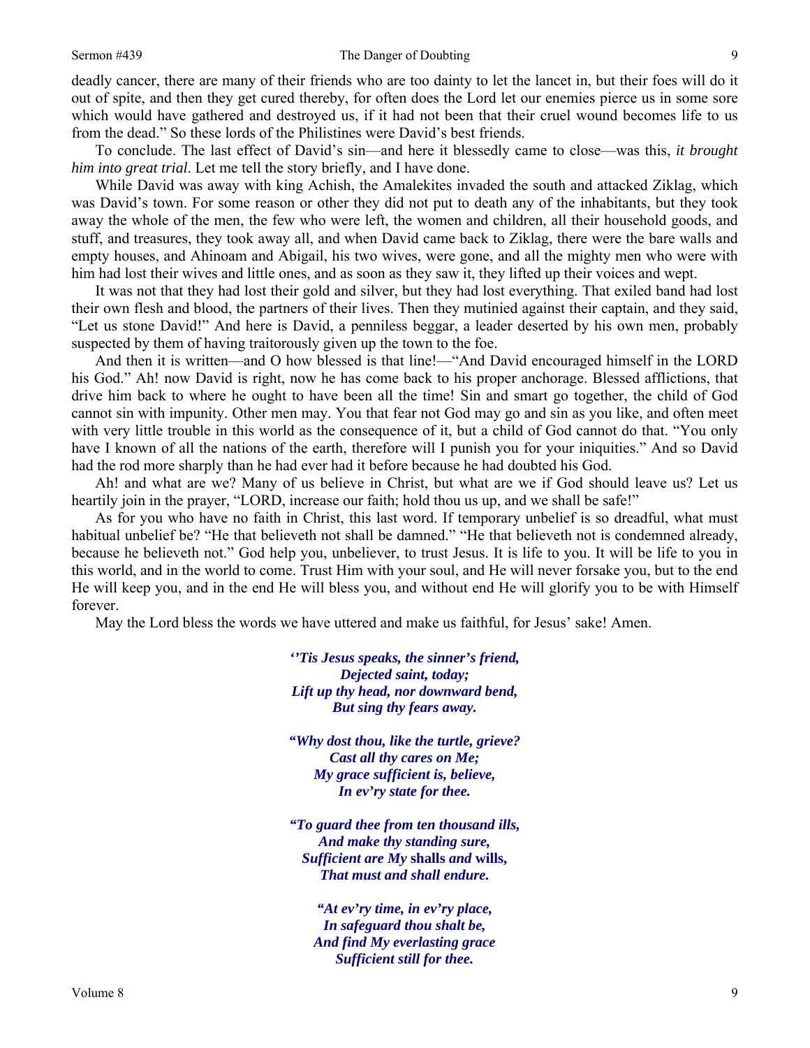deadly cancer, there are many of their friends who are too dainty to let the lancet in, but their foes will do it out of spite, and then they get cured thereby, for often does the Lord let our enemies pierce us in some sore which would have gathered and destroyed us, if it had not been that their cruel wound becomes life to us from the dead." So these lords of the Philistines were David's best friends.

To conclude. The last effect of David's sin—and here it blessedly came to close—was this, *it brought him into great trial*. Let me tell the story briefly, and I have done.

While David was away with king Achish, the Amalekites invaded the south and attacked Ziklag, which was David's town. For some reason or other they did not put to death any of the inhabitants, but they took away the whole of the men, the few who were left, the women and children, all their household goods, and stuff, and treasures, they took away all, and when David came back to Ziklag, there were the bare walls and empty houses, and Ahinoam and Abigail, his two wives, were gone, and all the mighty men who were with him had lost their wives and little ones, and as soon as they saw it, they lifted up their voices and wept.

It was not that they had lost their gold and silver, but they had lost everything. That exiled band had lost their own flesh and blood, the partners of their lives. Then they mutinied against their captain, and they said, "Let us stone David!" And here is David, a penniless beggar, a leader deserted by his own men, probably suspected by them of having traitorously given up the town to the foe.

And then it is written—and O how blessed is that line!—"And David encouraged himself in the LORD his God." Ah! now David is right, now he has come back to his proper anchorage. Blessed afflictions, that drive him back to where he ought to have been all the time! Sin and smart go together, the child of God cannot sin with impunity. Other men may. You that fear not God may go and sin as you like, and often meet with very little trouble in this world as the consequence of it, but a child of God cannot do that. "You only have I known of all the nations of the earth, therefore will I punish you for your iniquities." And so David had the rod more sharply than he had ever had it before because he had doubted his God.

Ah! and what are we? Many of us believe in Christ, but what are we if God should leave us? Let us heartily join in the prayer, "LORD, increase our faith; hold thou us up, and we shall be safe!"

As for you who have no faith in Christ, this last word. If temporary unbelief is so dreadful, what must habitual unbelief be? "He that believeth not shall be damned." "He that believeth not is condemned already, because he believeth not." God help you, unbeliever, to trust Jesus. It is life to you. It will be life to you in this world, and in the world to come. Trust Him with your soul, and He will never forsake you, but to the end He will keep you, and in the end He will bless you, and without end He will glorify you to be with Himself forever.

May the Lord bless the words we have uttered and make us faithful, for Jesus' sake! Amen.

***''Tis Jesus speaks, the sinner's friend,***
***Dejected saint, today;***
***Lift up thy head, nor downward bend,***
***But sing thy fears away.***

***"Why dost thou, like the turtle, grieve?***
***Cast all thy cares on Me;***
***My grace sufficient is, believe,***
***In ev'ry state for thee.***

***"To guard thee from ten thousand ills,***
***And make thy standing sure,***
***Sufficient are My* shalls *and* wills,**
***That must and shall endure.***

***"At ev'ry time, in ev'ry place,***
***In safeguard thou shalt be,***
***And find My everlasting grace***
***Sufficient still for thee.***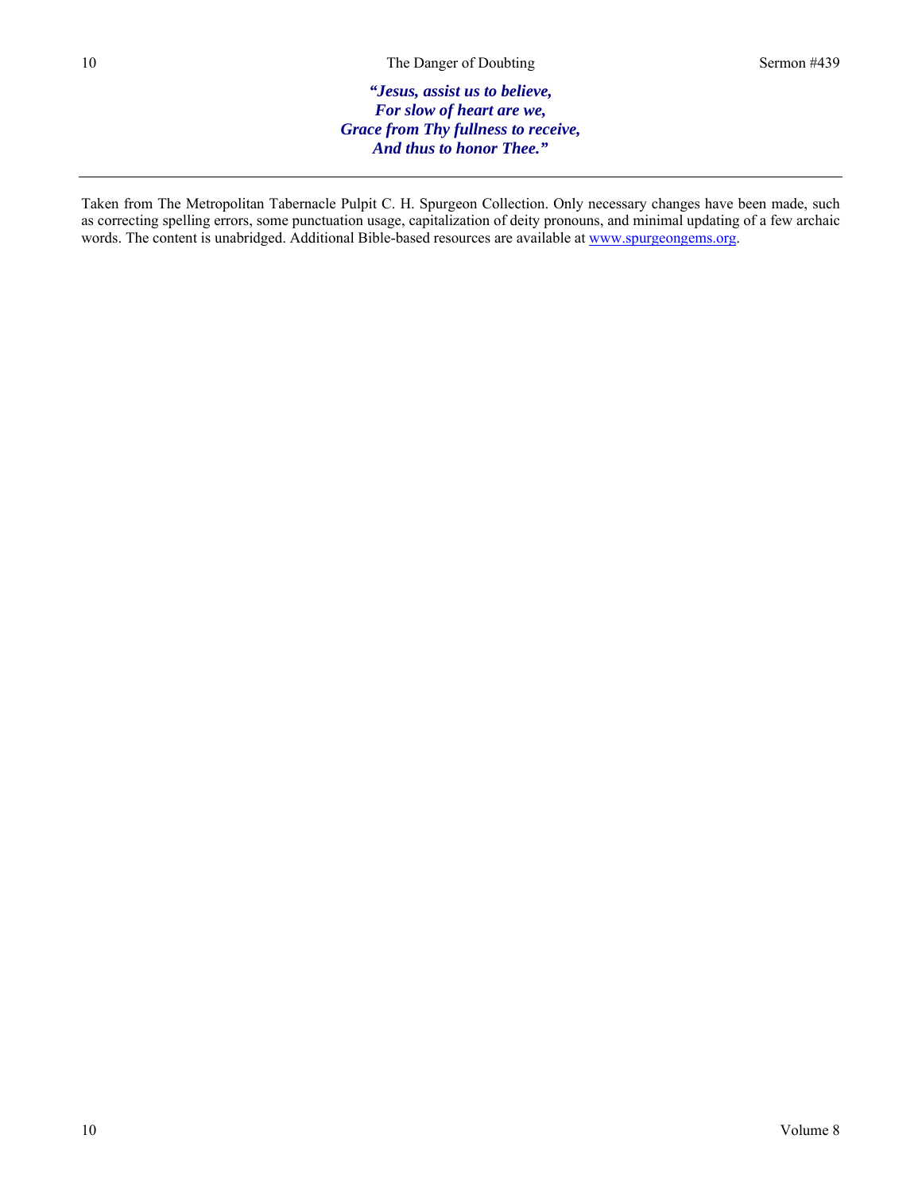***"Jesus, assist us to believe,***
***For slow of heart are we,***
***Grace from Thy fullness to receive,***
***And thus to honor Thee."***

---

Taken from The Metropolitan Tabernacle Pulpit C. H. Spurgeon Collection. Only necessary changes have been made, such as correcting spelling errors, some punctuation usage, capitalization of deity pronouns, and minimal updating of a few archaic words. The content is unabridged. Additional Bible-based resources are available at [www.spurgeongems.org](http://www.spurgeongems.org).